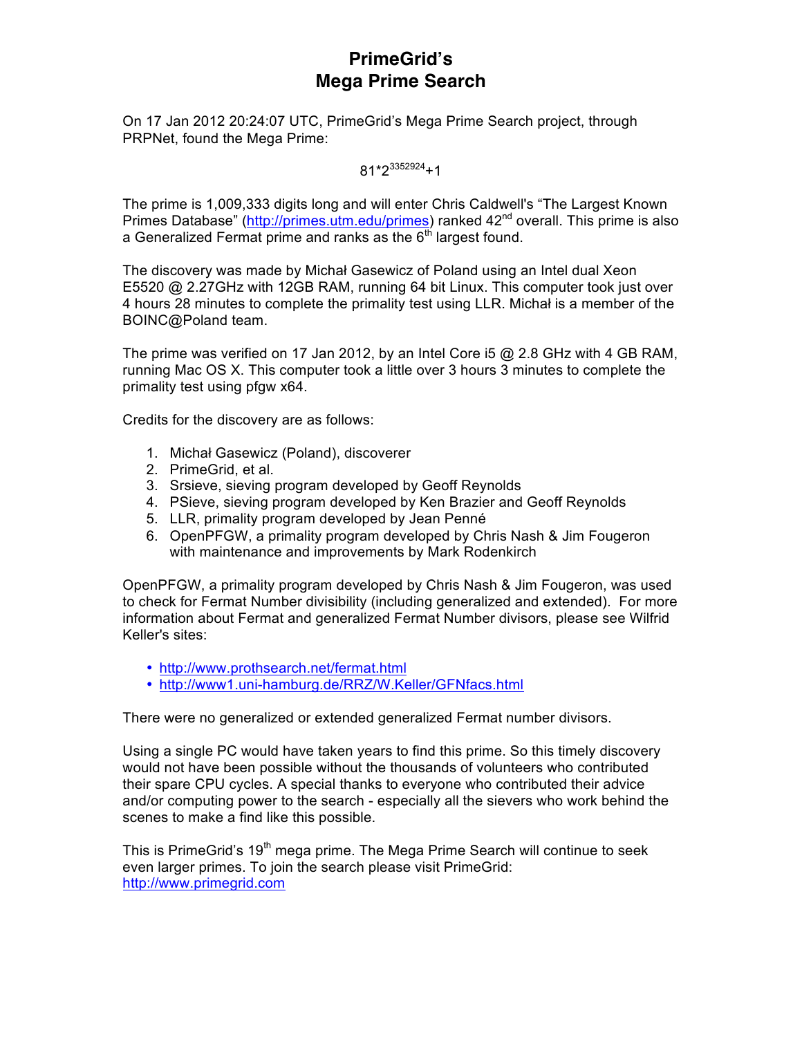# PrimeGrid's
# Mega Prime Search

On 17 Jan 2012 20:24:07 UTC, PrimeGrid's Mega Prime Search project, through PRPNet, found the Mega Prime:

$$81 \cdot 2^{3352924}+1$$

The prime is 1,009,333 digits long and will enter Chris Caldwell's "The Largest Known Primes Database" (http://primes.utm.edu/primes) ranked 42nd overall. This prime is also a Generalized Fermat prime and ranks as the 6th largest found.

The discovery was made by Michał Gasewicz of Poland using an Intel dual Xeon E5520 @ 2.27GHz with 12GB RAM, running 64 bit Linux. This computer took just over 4 hours 28 minutes to complete the primality test using LLR. Michał is a member of the BOINC@Poland team.

The prime was verified on 17 Jan 2012, by an Intel Core i5 @ 2.8 GHz with 4 GB RAM, running Mac OS X. This computer took a little over 3 hours 3 minutes to complete the primality test using pfgw x64.

Credits for the discovery are as follows:

1. Michał Gasewicz (Poland), discoverer
2. PrimeGrid, et al.
3. Srsieve, sieving program developed by Geoff Reynolds
4. PSieve, sieving program developed by Ken Brazier and Geoff Reynolds
5. LLR, primality program developed by Jean Penné
6. OpenPFGW, a primality program developed by Chris Nash & Jim Fougeron with maintenance and improvements by Mark Rodenkirch

OpenPFGW, a primality program developed by Chris Nash & Jim Fougeron, was used to check for Fermat Number divisibility (including generalized and extended). For more information about Fermat and generalized Fermat Number divisors, please see Wilfrid Keller's sites:

- http://www.prothsearch.net/fermat.html
- http://www1.uni-hamburg.de/RRZ/W.Keller/GFNfacs.html

There were no generalized or extended generalized Fermat number divisors.

Using a single PC would have taken years to find this prime. So this timely discovery would not have been possible without the thousands of volunteers who contributed their spare CPU cycles. A special thanks to everyone who contributed their advice and/or computing power to the search - especially all the sievers who work behind the scenes to make a find like this possible.

This is PrimeGrid's 19th mega prime. The Mega Prime Search will continue to seek even larger primes. To join the search please visit PrimeGrid: http://www.primegrid.com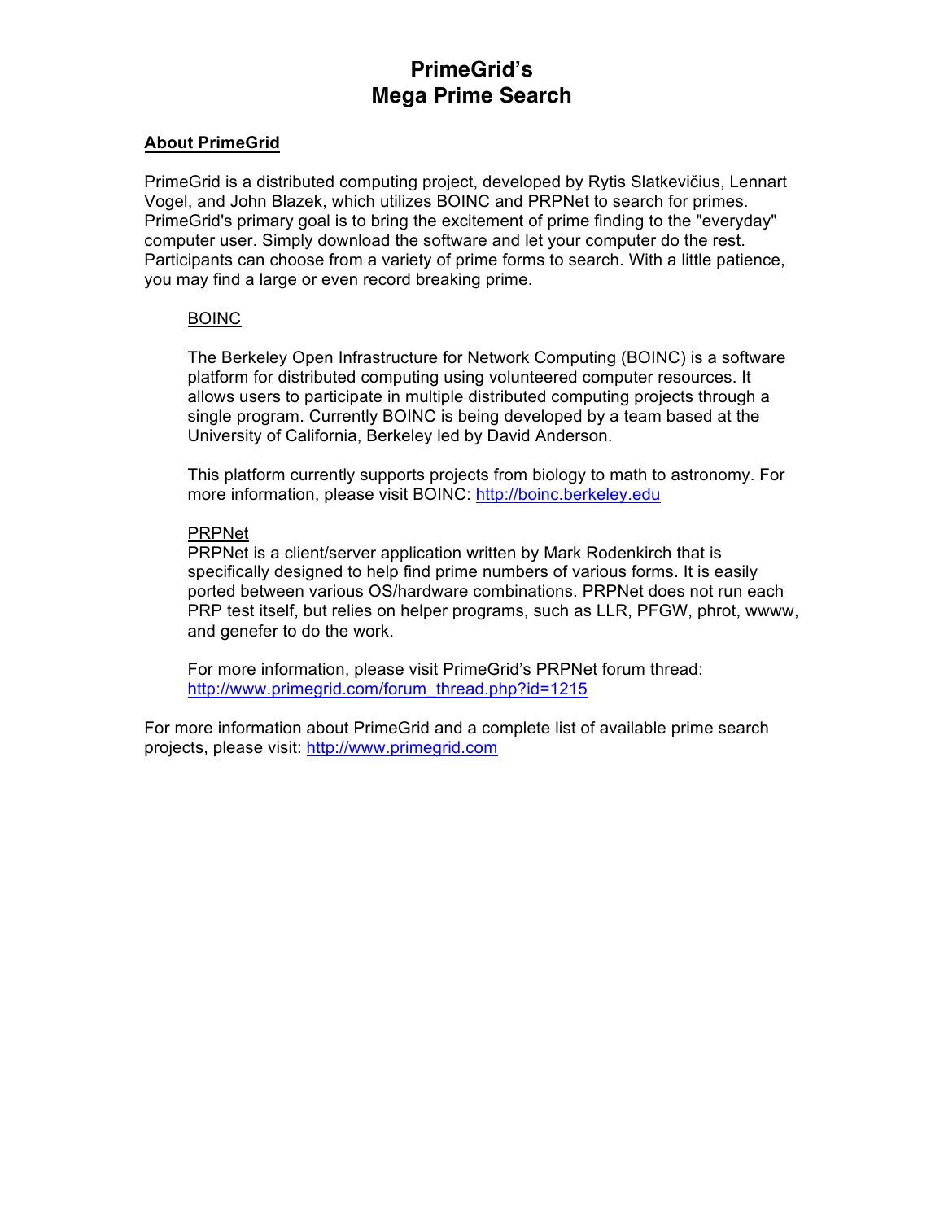# PrimeGrid's
# Mega Prime Search

## About PrimeGrid

PrimeGrid is a distributed computing project, developed by Rytis Slatkevičius, Lennart Vogel, and John Blazek, which utilizes BOINC and PRPNet to search for primes. PrimeGrid's primary goal is to bring the excitement of prime finding to the "everyday" computer user. Simply download the software and let your computer do the rest. Participants can choose from a variety of prime forms to search. With a little patience, you may find a large or even record breaking prime.

### BOINC

The Berkeley Open Infrastructure for Network Computing (BOINC) is a software platform for distributed computing using volunteered computer resources. It allows users to participate in multiple distributed computing projects through a single program. Currently BOINC is being developed by a team based at the University of California, Berkeley led by David Anderson.

This platform currently supports projects from biology to math to astronomy. For more information, please visit BOINC: http://boinc.berkeley.edu

### PRPNet

PRPNet is a client/server application written by Mark Rodenkirch that is specifically designed to help find prime numbers of various forms. It is easily ported between various OS/hardware combinations. PRPNet does not run each PRP test itself, but relies on helper programs, such as LLR, PFGW, phrot, wwww, and genefer to do the work.

For more information, please visit PrimeGrid's PRPNet forum thread: http://www.primegrid.com/forum_thread.php?id=1215

For more information about PrimeGrid and a complete list of available prime search projects, please visit: http://www.primegrid.com